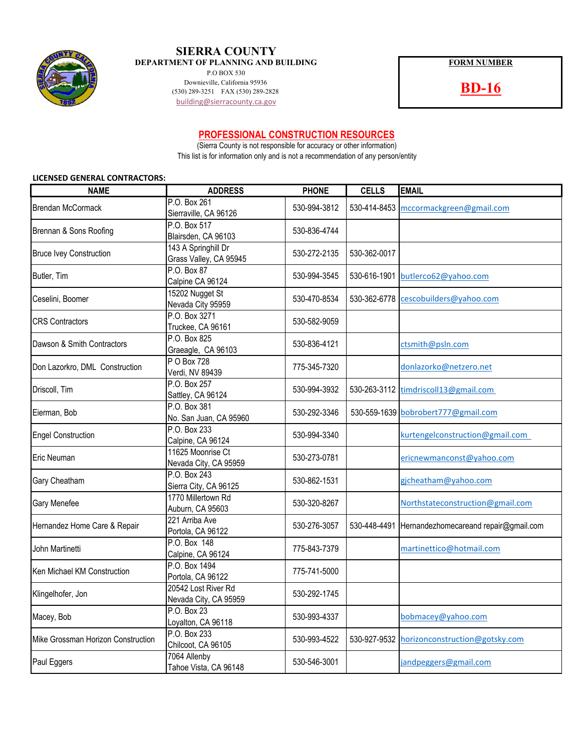# SIERRA COUNTY

**DEPARTMENT OF PLANNING AND BUILDING**

P.O BOX 530
Downieville, California 95936
(530) 289-3251 FAX (530) 289-2828
building@sierracounty.ca.gov

**FORM NUMBER**

**BD-16**

## PROFESSIONAL CONSTRUCTION RESOURCES

(Sierra County is not responsible for accuracy or other information)
This list is for information only and is not a recommendation of any person/entity

**LICENSED GENERAL CONTRACTORS:**

| NAME | ADDRESS | PHONE | CELLS | EMAIL |
|---|---|---|---|---|
| Brendan McCormack | P.O. Box 261<br>Sierraville, CA 96126 | 530-994-3812 | 530-414-8453 | mccormackgreen@gmail.com |
| Brennan & Sons Roofing | P.O. Box 517<br>Blairsden, CA 96103 | 530-836-4744 | | |
| Bruce Ivey Construction | 143 A Springhill Dr<br>Grass Valley, CA 95945 | 530-272-2135 | 530-362-0017 | |
| Butler, Tim | P.O. Box 87<br>Calpine CA 96124 | 530-994-3545 | 530-616-1901 | butlerco62@yahoo.com |
| Ceselini, Boomer | 15202 Nugget St<br>Nevada City 95959 | 530-470-8534 | 530-362-6778 | cescobuilders@yahoo.com |
| CRS Contractors | P.O. Box 3271<br>Truckee, CA 96161 | 530-582-9059 | | |
| Dawson & Smith Contractors | P.O. Box 825<br>Graeagle, CA 96103 | 530-836-4121 | | ctsmith@psln.com |
| Don Lazorkro, DML Construction | P O Box 728<br>Verdi, NV 89439 | 775-345-7320 | | donlazorko@netzero.net |
| Driscoll, Tim | P.O. Box 257<br>Sattley, CA 96124 | 530-994-3932 | 530-263-3112 | timdriscoll13@gmail.com |
| Eierman, Bob | P.O. Box 381<br>No. San Juan, CA 95960 | 530-292-3346 | 530-559-1639 | bobrobert777@gmail.com |
| Engel Construction | P.O. Box 233<br>Calpine, CA 96124 | 530-994-3340 | | kurtengelconstruction@gmail.com |
| Eric Neuman | 11625 Moonrise Ct<br>Nevada City, CA 95959 | 530-273-0781 | | ericnewmanconst@yahoo.com |
| Gary Cheatham | P.O. Box 243<br>Sierra City, CA 96125 | 530-862-1531 | | gjcheatham@yahoo.com |
| Gary Menefee | 1770 Millertown Rd<br>Auburn, CA 95603 | 530-320-8267 | | Northstateconstruction@gmail.com |
| Hernandez Home Care & Repair | 221 Arriba Ave<br>Portola, CA 96122 | 530-276-3057 | 530-448-4491 | Hernandezhomecareand repair@gmail.com |
| John Martinetti | P.O. Box 148<br>Calpine, CA 96124 | 775-843-7379 | | martinettico@hotmail.com |
| Ken Michael KM Construction | P.O. Box 1494<br>Portola, CA 96122 | 775-741-5000 | | |
| Klingelhofer, Jon | 20542 Lost River Rd<br>Nevada City, CA 95959 | 530-292-1745 | | |
| Macey, Bob | P.O. Box 23<br>Loyalton, CA 96118 | 530-993-4337 | | bobmacey@yahoo.com |
| Mike Grossman Horizon Construction | P.O. Box 233<br>Chilcoot, CA 96105 | 530-993-4522 | 530-927-9532 | horizonconstruction@gotsky.com |
| Paul Eggers | 7064 Allenby<br>Tahoe Vista, CA 96148 | 530-546-3001 | | jandpeggers@gmail.com |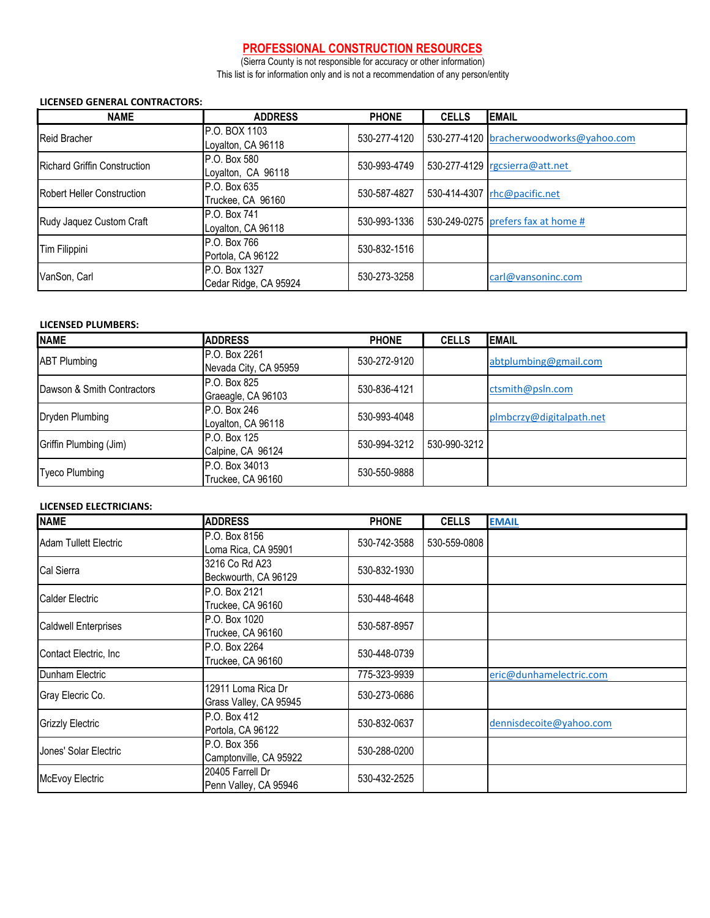## PROFESSIONAL CONSTRUCTION RESOURCES

(Sierra County is not responsible for accuracy or other information)
This list is for information only and is not a recommendation of any person/entity

**LICENSED GENERAL CONTRACTORS:**

| NAME | ADDRESS | PHONE | CELLS | EMAIL |
|---|---|---|---|---|
| Reid Bracher | P.O. BOX 1103<br>Loyalton, CA 96118 | 530-277-4120 | 530-277-4120 | bracherwoodworks@yahoo.com |
| Richard Griffin Construction | P.O. Box 580<br>Loyalton, CA 96118 | 530-993-4749 | 530-277-4129 | rgcsierra@att.net |
| Robert Heller Construction | P.O. Box 635<br>Truckee, CA 96160 | 530-587-4827 | 530-414-4307 | rhc@pacific.net |
| Rudy Jaquez Custom Craft | P.O. Box 741<br>Loyalton, CA 96118 | 530-993-1336 | 530-249-0275 | prefers fax at home # |
| Tim Filippini | P.O. Box 766<br>Portola, CA 96122 | 530-832-1516 | | |
| VanSon, Carl | P.O. Box 1327<br>Cedar Ridge, CA 95924 | 530-273-3258 | | carl@vansoninc.com |

**LICENSED PLUMBERS:**

| NAME | ADDRESS | PHONE | CELLS | EMAIL |
|---|---|---|---|---|
| ABT Plumbing | P.O. Box 2261<br>Nevada City, CA 95959 | 530-272-9120 | | abtplumbing@gmail.com |
| Dawson & Smith Contractors | P.O. Box 825<br>Graeagle, CA 96103 | 530-836-4121 | | ctsmith@psln.com |
| Dryden Plumbing | P.O. Box 246<br>Loyalton, CA 96118 | 530-993-4048 | | plmbcrzy@digitalpath.net |
| Griffin Plumbing (Jim) | P.O. Box 125<br>Calpine, CA 96124 | 530-994-3212 | 530-990-3212 | |
| Tyeco Plumbing | P.O. Box 34013<br>Truckee, CA 96160 | 530-550-9888 | | |

**LICENSED ELECTRICIANS:**

| NAME | ADDRESS | PHONE | CELLS | EMAIL |
|---|---|---|---|---|
| Adam Tullett Electric | P.O. Box 8156<br>Loma Rica, CA 95901 | 530-742-3588 | 530-559-0808 | |
| Cal Sierra | 3216 Co Rd A23<br>Beckwourth, CA 96129 | 530-832-1930 | | |
| Calder Electric | P.O. Box 2121<br>Truckee, CA 96160 | 530-448-4648 | | |
| Caldwell Enterprises | P.O. Box 1020<br>Truckee, CA 96160 | 530-587-8957 | | |
| Contact Electric, Inc | P.O. Box 2264<br>Truckee, CA 96160 | 530-448-0739 | | |
| Dunham Electric | | 775-323-9939 | | eric@dunhamelectric.com |
| Gray Elecric Co. | 12911 Loma Rica Dr<br>Grass Valley, CA 95945 | 530-273-0686 | | |
| Grizzly Electric | P.O. Box 412<br>Portola, CA 96122 | 530-832-0637 | | dennisdecoite@yahoo.com |
| Jones' Solar Electric | P.O. Box 356<br>Camptonville, CA 95922 | 530-288-0200 | | |
| McEvoy Electric | 20405 Farrell Dr<br>Penn Valley, CA 95946 | 530-432-2525 | | |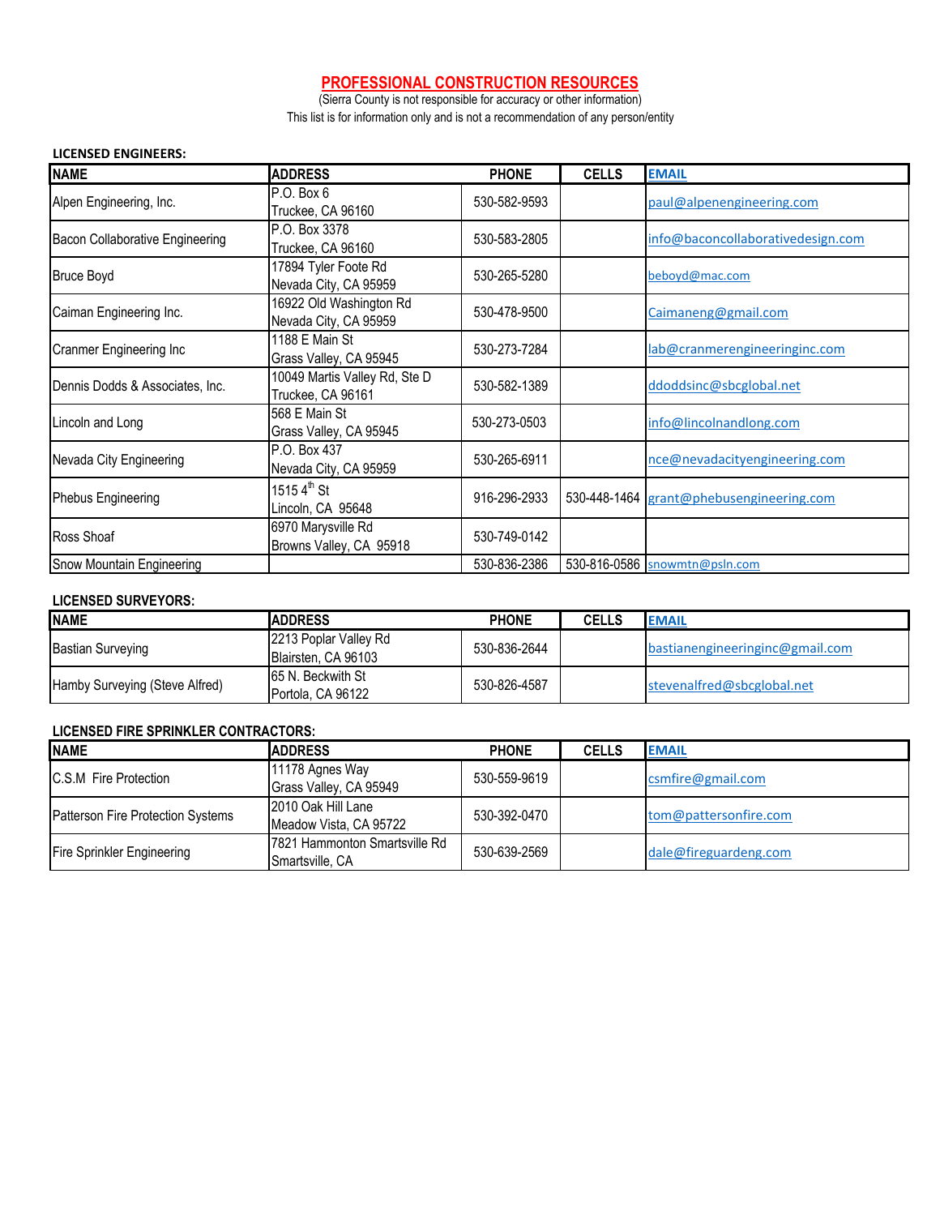## PROFESSIONAL CONSTRUCTION RESOURCES

(Sierra County is not responsible for accuracy or other information)

This list is for information only and is not a recommendation of any person/entity

### LICENSED ENGINEERS:

| NAME | ADDRESS | PHONE | CELLS | EMAIL |
|---|---|---|---|---|
| Alpen Engineering, Inc. | P.O. Box 6<br>Truckee, CA 96160 | 530-582-9593 | | paul@alpenengineering.com |
| Bacon Collaborative Engineering | P.O. Box 3378<br>Truckee, CA 96160 | 530-583-2805 | | info@baconcollaborativedesign.com |
| Bruce Boyd | 17894 Tyler Foote Rd<br>Nevada City, CA 95959 | 530-265-5280 | | beboyd@mac.com |
| Caiman Engineering Inc. | 16922 Old Washington Rd<br>Nevada City, CA 95959 | 530-478-9500 | | Caimaneng@gmail.com |
| Cranmer Engineering Inc | 1188 E Main St<br>Grass Valley, CA 95945 | 530-273-7284 | | lab@cranmerengineeringinc.com |
| Dennis Dodds & Associates, Inc. | 10049 Martis Valley Rd, Ste D<br>Truckee, CA 96161 | 530-582-1389 | | ddoddsinc@sbcglobal.net |
| Lincoln and Long | 568 E Main St<br>Grass Valley, CA 95945 | 530-273-0503 | | info@lincolnandlong.com |
| Nevada City Engineering | P.O. Box 437<br>Nevada City, CA 95959 | 530-265-6911 | | nce@nevadacityengineering.com |
| Phebus Engineering | 1515 4th St<br>Lincoln, CA 95648 | 916-296-2933 | 530-448-1464 | grant@phebusengineering.com |
| Ross Shoaf | 6970 Marysville Rd<br>Browns Valley, CA 95918 | 530-749-0142 | | |
| Snow Mountain Engineering | | 530-836-2386 | 530-816-0586 | snowmtn@psln.com |

### LICENSED SURVEYORS:

| NAME | ADDRESS | PHONE | CELLS | EMAIL |
|---|---|---|---|---|
| Bastian Surveying | 2213 Poplar Valley Rd<br>Blairsten, CA 96103 | 530-836-2644 | | bastianengineeringinc@gmail.com |
| Hamby Surveying (Steve Alfred) | 65 N. Beckwith St<br>Portola, CA 96122 | 530-826-4587 | | stevenalfred@sbcglobal.net |

### LICENSED FIRE SPRINKLER CONTRACTORS:

| NAME | ADDRESS | PHONE | CELLS | EMAIL |
|---|---|---|---|---|
| C.S.M Fire Protection | 11178 Agnes Way<br>Grass Valley, CA 95949 | 530-559-9619 | | csmfire@gmail.com |
| Patterson Fire Protection Systems | 2010 Oak Hill Lane<br>Meadow Vista, CA 95722 | 530-392-0470 | | tom@pattersonfire.com |
| Fire Sprinkler Engineering | 7821 Hammonton Smartsville Rd<br>Smartsville, CA | 530-639-2569 | | dale@fireguardeng.com |